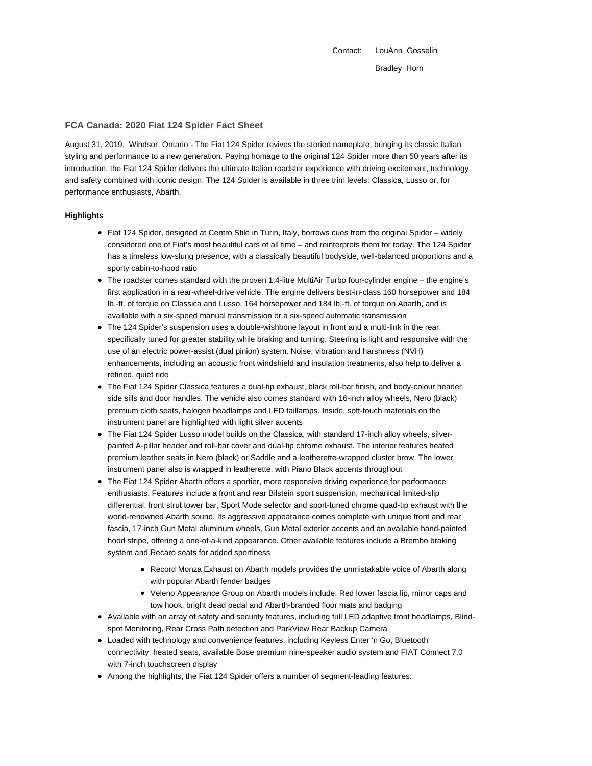Contact: LouAnn Gosselin

Bradley Horn

## FCA Canada: 2020 Fiat 124 Spider Fact Sheet

August 31, 2019, Windsor, Ontario - The Fiat 124 Spider revives the storied nameplate, bringing its classic Italian styling and performance to a new generation. Paying homage to the original 124 Spider more than 50 years after its introduction, the Fiat 124 Spider delivers the ultimate Italian roadster experience with driving excitement, technology and safety combined with iconic design. The 124 Spider is available in three trim levels: Classica, Lusso or, for performance enthusiasts, Abarth.

**Highlights**

- Fiat 124 Spider, designed at Centro Stile in Turin, Italy, borrows cues from the original Spider – widely considered one of Fiat's most beautiful cars of all time – and reinterprets them for today. The 124 Spider has a timeless low-slung presence, with a classically beautiful bodyside, well-balanced proportions and a sporty cabin-to-hood ratio
- The roadster comes standard with the proven 1.4-litre MultiAir Turbo four-cylinder engine – the engine's first application in a rear-wheel-drive vehicle. The engine delivers best-in-class 160 horsepower and 184 lb.-ft. of torque on Classica and Lusso, 164 horsepower and 184 lb.-ft. of torque on Abarth, and is available with a six-speed manual transmission or a six-speed automatic transmission
- The 124 Spider's suspension uses a double-wishbone layout in front and a multi-link in the rear, specifically tuned for greater stability while braking and turning. Steering is light and responsive with the use of an electric power-assist (dual pinion) system. Noise, vibration and harshness (NVH) enhancements, including an acoustic front windshield and insulation treatments, also help to deliver a refined, quiet ride
- The Fiat 124 Spider Classica features a dual-tip exhaust, black roll-bar finish, and body-colour header, side sills and door handles. The vehicle also comes standard with 16-inch alloy wheels, Nero (black) premium cloth seats, halogen headlamps and LED taillamps. Inside, soft-touch materials on the instrument panel are highlighted with light silver accents
- The Fiat 124 Spider Lusso model builds on the Classica, with standard 17-inch alloy wheels, silver-painted A-pillar header and roll-bar cover and dual-tip chrome exhaust. The interior features heated premium leather seats in Nero (black) or Saddle and a leatherette-wrapped cluster brow. The lower instrument panel also is wrapped in leatherette, with Piano Black accents throughout
- The Fiat 124 Spider Abarth offers a sportier, more responsive driving experience for performance enthusiasts. Features include a front and rear Bilstein sport suspension, mechanical limited-slip differential, front strut tower bar, Sport Mode selector and sport-tuned chrome quad-tip exhaust with the world-renowned Abarth sound. Its aggressive appearance comes complete with unique front and rear fascia, 17-inch Gun Metal aluminum wheels, Gun Metal exterior accents and an available hand-painted hood stripe, offering a one-of-a-kind appearance. Other available features include a Brembo braking system and Recaro seats for added sportiness
    - Record Monza Exhaust on Abarth models provides the unmistakable voice of Abarth along with popular Abarth fender badges
    - Veleno Appearance Group on Abarth models include: Red lower fascia lip, mirror caps and tow hook, bright dead pedal and Abarth-branded floor mats and badging
- Available with an array of safety and security features, including full LED adaptive front headlamps, Blind-spot Monitoring, Rear Cross Path detection and ParkView Rear Backup Camera
- Loaded with technology and convenience features, including Keyless Enter 'n Go, Bluetooth connectivity, heated seats, available Bose premium nine-speaker audio system and FIAT Connect 7.0 with 7-inch touchscreen display
- Among the highlights, the Fiat 124 Spider offers a number of segment-leading features: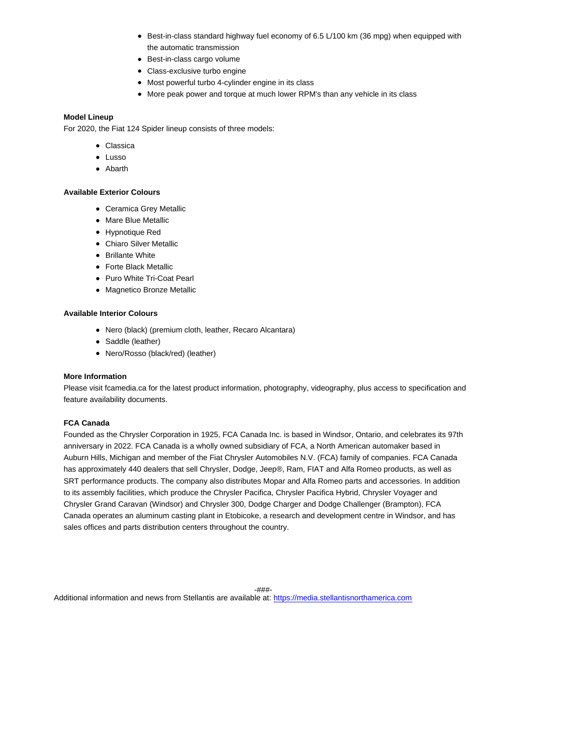- Best-in-class standard highway fuel economy of 6.5 L/100 km (36 mpg) when equipped with the automatic transmission
- Best-in-class cargo volume
- Class-exclusive turbo engine
- Most powerful turbo 4-cylinder engine in its class
- More peak power and torque at much lower RPM's than any vehicle in its class

**Model Lineup**

For 2020, the Fiat 124 Spider lineup consists of three models:

- Classica
- Lusso
- Abarth

**Available Exterior Colours**

- Ceramica Grey Metallic
- Mare Blue Metallic
- Hypnotique Red
- Chiaro Silver Metallic
- Brillante White
- Forte Black Metallic
- Puro White Tri-Coat Pearl
- Magnetico Bronze Metallic

**Available Interior Colours**

- Nero (black) (premium cloth, leather, Recaro Alcantara)
- Saddle (leather)
- Nero/Rosso (black/red) (leather)

**More Information**

Please visit fcamedia.ca for the latest product information, photography, videography, plus access to specification and feature availability documents.

**FCA Canada**

Founded as the Chrysler Corporation in 1925, FCA Canada Inc. is based in Windsor, Ontario, and celebrates its 97th anniversary in 2022. FCA Canada is a wholly owned subsidiary of FCA, a North American automaker based in Auburn Hills, Michigan and member of the Fiat Chrysler Automobiles N.V. (FCA) family of companies. FCA Canada has approximately 440 dealers that sell Chrysler, Dodge, Jeep®, Ram, FIAT and Alfa Romeo products, as well as SRT performance products. The company also distributes Mopar and Alfa Romeo parts and accessories. In addition to its assembly facilities, which produce the Chrysler Pacifica, Chrysler Pacifica Hybrid, Chrysler Voyager and Chrysler Grand Caravan (Windsor) and Chrysler 300, Dodge Charger and Dodge Challenger (Brampton), FCA Canada operates an aluminum casting plant in Etobicoke, a research and development centre in Windsor, and has sales offices and parts distribution centers throughout the country.

-###-

Additional information and news from Stellantis are available at: [https://media.stellantisnorthamerica.com](https://media.stellantisnorthamerica.com)